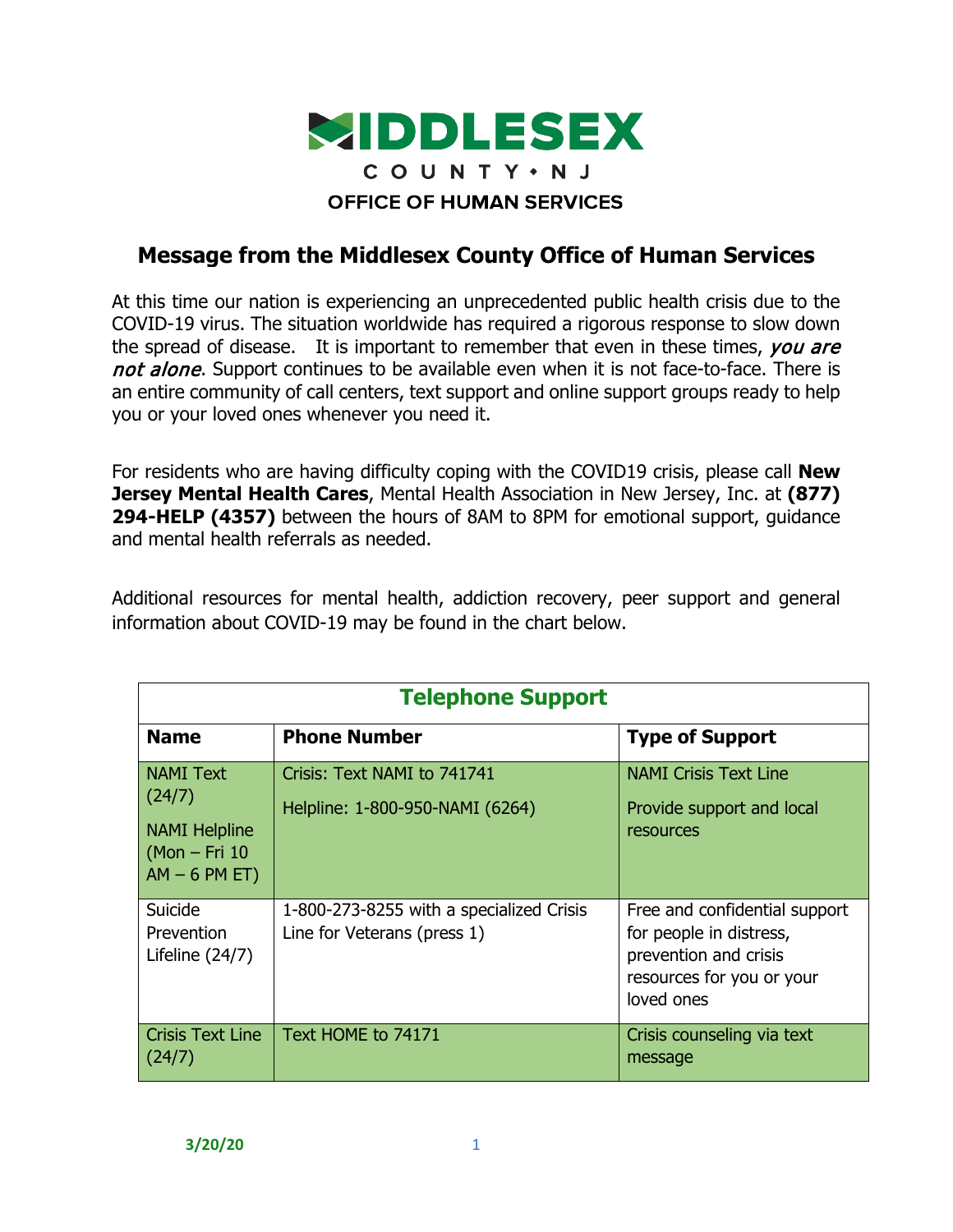# MIDDLESEX

COUNTY • NJ

OFFICE OF HUMAN SERVICES

## Message from the Middlesex County Office of Human Services

At this time our nation is experiencing an unprecedented public health crisis due to the COVID-19 virus. The situation worldwide has required a rigorous response to slow down the spread of disease. It is important to remember that even in these times, *you are not alone*. Support continues to be available even when it is not face-to-face. There is an entire community of call centers, text support and online support groups ready to help you or your loved ones whenever you need it.

For residents who are having difficulty coping with the COVID19 crisis, please call **New Jersey Mental Health Cares**, Mental Health Association in New Jersey, Inc. at **(877) 294-HELP (4357)** between the hours of 8AM to 8PM for emotional support, guidance and mental health referrals as needed.

Additional resources for mental health, addiction recovery, peer support and general information about COVID-19 may be found in the chart below.

| Telephone Support | | |
|---|---|---|
| **Name** | **Phone Number** | **Type of Support** |
| NAMI Text (24/7)<br>NAMI Helpline (Mon – Fri 10 AM – 6 PM ET) | Crisis: Text NAMI to 741741<br>Helpline: 1-800-950-NAMI (6264) | NAMI Crisis Text Line<br>Provide support and local resources |
| Suicide Prevention Lifeline (24/7) | 1-800-273-8255 with a specialized Crisis Line for Veterans (press 1) | Free and confidential support for people in distress, prevention and crisis resources for you or your loved ones |
| Crisis Text Line (24/7) | Text HOME to 74171 | Crisis counseling via text message |

3/20/20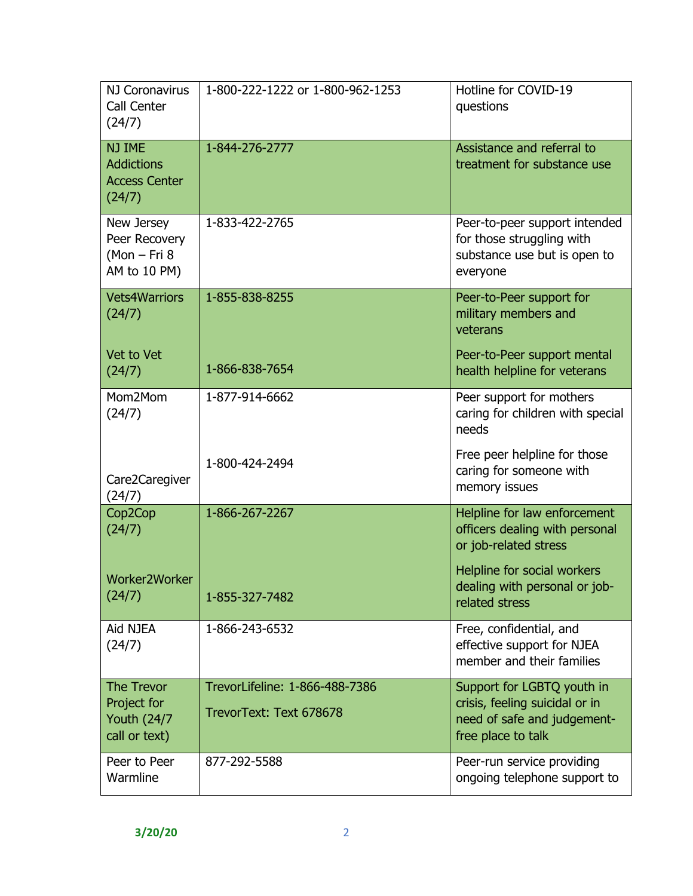| | | |
|---|---|---|
| NJ Coronavirus Call Center (24/7) | 1-800-222-1222 or 1-800-962-1253 | Hotline for COVID-19 questions |
| NJ IME Addictions Access Center (24/7) | 1-844-276-2777 | Assistance and referral to treatment for substance use |
| New Jersey Peer Recovery (Mon – Fri 8 AM to 10 PM) | 1-833-422-2765 | Peer-to-peer support intended for those struggling with substance use but is open to everyone |
| Vets4Warriors (24/7)<br><br>Vet to Vet (24/7) | 1-855-838-8255<br><br>1-866-838-7654 | Peer-to-Peer support for military members and veterans<br><br>Peer-to-Peer support mental health helpline for veterans |
| Mom2Mom (24/7)<br><br>Care2Caregiver (24/7) | 1-877-914-6662<br><br>1-800-424-2494 | Peer support for mothers caring for children with special needs<br><br>Free peer helpline for those caring for someone with memory issues |
| Cop2Cop (24/7)<br><br>Worker2Worker (24/7) | 1-866-267-2267<br><br>1-855-327-7482 | Helpline for law enforcement officers dealing with personal or job-related stress<br><br>Helpline for social workers dealing with personal or job-related stress |
| Aid NJEA (24/7) | 1-866-243-6532 | Free, confidential, and effective support for NJEA member and their families |
| The Trevor Project for Youth (24/7 call or text) | TrevorLifeline: 1-866-488-7386<br><br>TrevorText: Text 678678 | Support for LGBTQ youth in crisis, feeling suicidal or in need of safe and judgement-free place to talk |
| Peer to Peer Warmline | 877-292-5588 | Peer-run service providing ongoing telephone support to |

3/20/20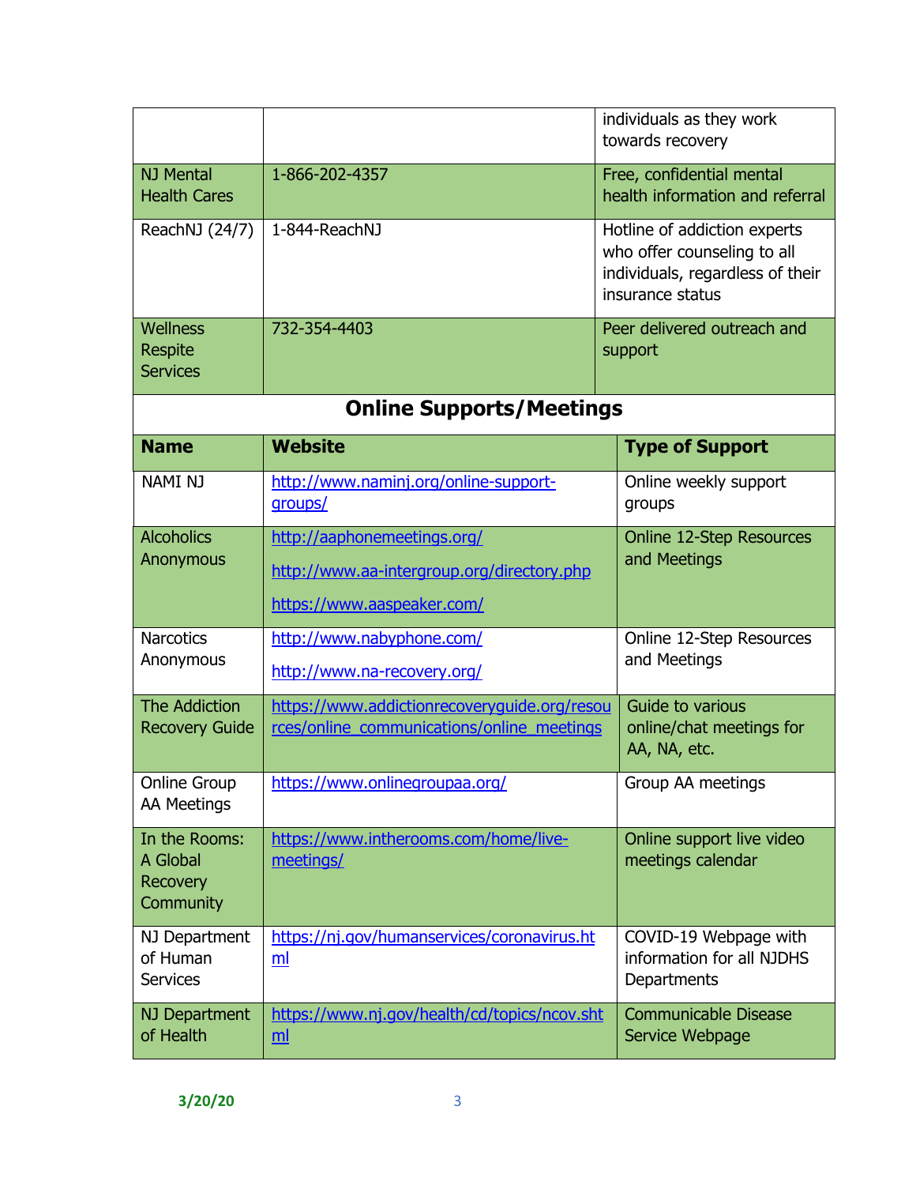| | | |
|---|---|---|
| | | individuals as they work towards recovery |
| NJ Mental Health Cares | 1-866-202-4357 | Free, confidential mental health information and referral |
| ReachNJ (24/7) | 1-844-ReachNJ | Hotline of addiction experts who offer counseling to all individuals, regardless of their insurance status |
| Wellness Respite Services | 732-354-4403 | Peer delivered outreach and support |

## Online Supports/Meetings

| Name | Website | Type of Support |
|---|---|---|
| NAMI NJ | http://www.naminj.org/online-support-groups/ | Online weekly support groups |
| Alcoholics Anonymous | http://aaphonemeetings.org/ http://www.aa-intergroup.org/directory.php https://www.aaspeaker.com/ | Online 12-Step Resources and Meetings |
| Narcotics Anonymous | http://www.nabyphone.com/ http://www.na-recovery.org/ | Online 12-Step Resources and Meetings |
| The Addiction Recovery Guide | https://www.addictionrecoveryguide.org/resources/online_communications/online_meetings | Guide to various online/chat meetings for AA, NA, etc. |
| Online Group AA Meetings | https://www.onlinegroupaa.org/ | Group AA meetings |
| In the Rooms: A Global Recovery Community | https://www.intherooms.com/home/live-meetings/ | Online support live video meetings calendar |
| NJ Department of Human Services | https://nj.gov/humanservices/coronavirus.html | COVID-19 Webpage with information for all NJDHS Departments |
| NJ Department of Health | https://www.nj.gov/health/cd/topics/ncov.shtml | Communicable Disease Service Webpage |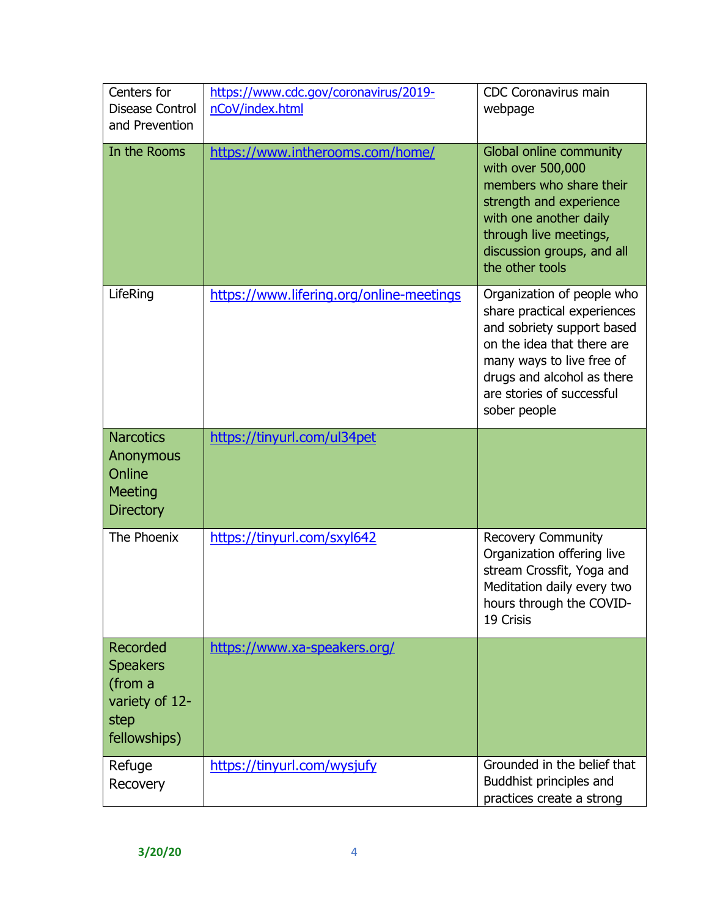| | | |
|---|---|---|
| Centers for Disease Control and Prevention | https://www.cdc.gov/coronavirus/2019-nCoV/index.html | CDC Coronavirus main webpage |
| In the Rooms | https://www.intherooms.com/home/ | Global online community with over 500,000 members who share their strength and experience with one another daily through live meetings, discussion groups, and all the other tools |
| LifeRing | https://www.lifering.org/online-meetings | Organization of people who share practical experiences and sobriety support based on the idea that there are many ways to live free of drugs and alcohol as there are stories of successful sober people |
| Narcotics Anonymous Online Meeting Directory | https://tinyurl.com/ul34pet | |
| The Phoenix | https://tinyurl.com/sxyl642 | Recovery Community Organization offering live stream Crossfit, Yoga and Meditation daily every two hours through the COVID-19 Crisis |
| Recorded Speakers (from a variety of 12-step fellowships) | https://www.xa-speakers.org/ | |
| Refuge Recovery | https://tinyurl.com/wysjufy | Grounded in the belief that Buddhist principles and practices create a strong |

3/20/20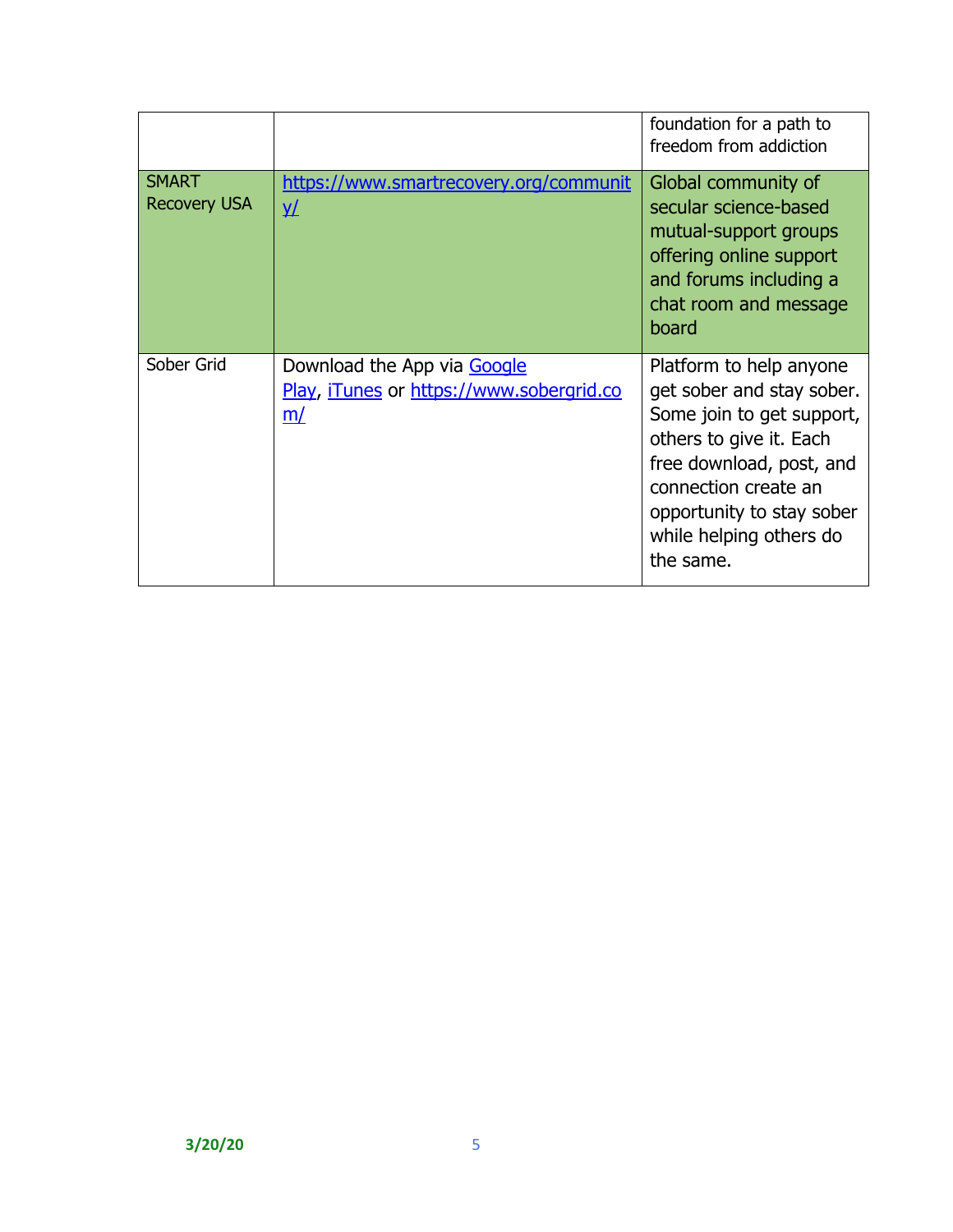| | | |
|---|---|---|
| | | foundation for a path to freedom from addiction |
| SMART Recovery USA | https://www.smartrecovery.org/community/ | Global community of secular science-based mutual-support groups offering online support and forums including a chat room and message board |
| Sober Grid | Download the App via Google Play, iTunes or https://www.sobergrid.com/ | Platform to help anyone get sober and stay sober. Some join to get support, others to give it. Each free download, post, and connection create an opportunity to stay sober while helping others do the same. |

**3/20/20**